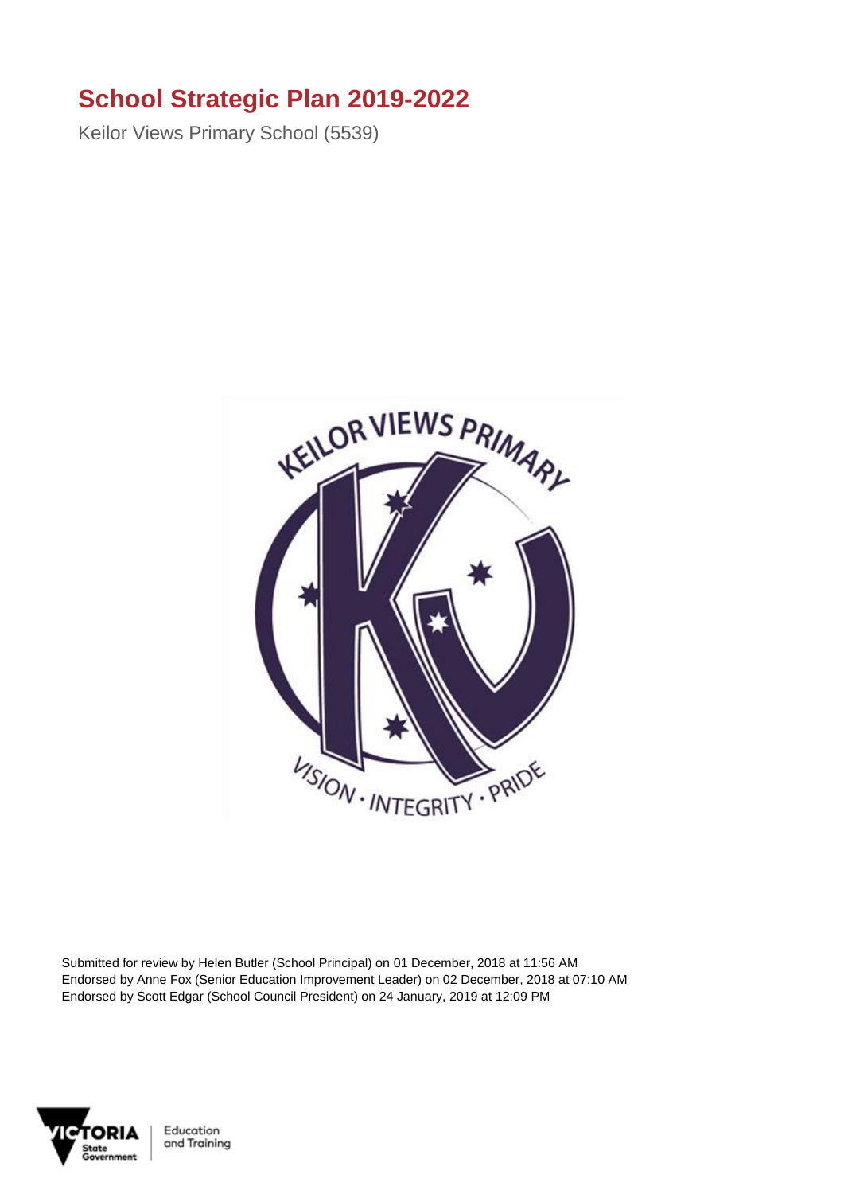# School Strategic Plan 2019-2022

Keilor Views Primary School (5539)

Submitted for review by Helen Butler (School Principal) on 01 December, 2018 at 11:56 AM
Endorsed by Anne Fox (Senior Education Improvement Leader) on 02 December, 2018 at 07:10 AM
Endorsed by Scott Edgar (School Council President) on 24 January, 2019 at 12:09 PM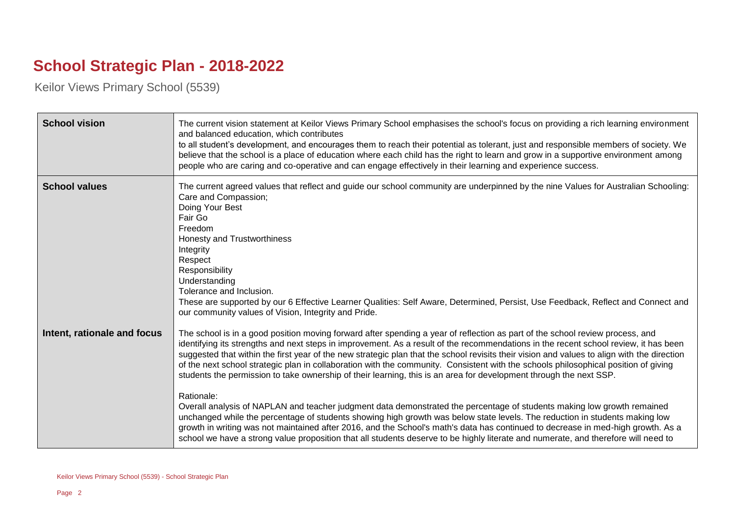# School Strategic Plan - 2018-2022

Keilor Views Primary School (5539)

| | |
|---|---|
| **School vision** | The current vision statement at Keilor Views Primary School emphasises the school's focus on providing a rich learning environment and balanced education, which contributes to all student's development, and encourages them to reach their potential as tolerant, just and responsible members of society. We believe that the school is a place of education where each child has the right to learn and grow in a supportive environment among people who are caring and co-operative and can engage effectively in their learning and experience success. |
| **School values** | The current agreed values that reflect and guide our school community are underpinned by the nine Values for Australian Schooling:<br>Care and Compassion;<br>Doing Your Best<br>Fair Go<br>Freedom<br>Honesty and Trustworthiness<br>Integrity<br>Respect<br>Responsibility<br>Understanding<br>Tolerance and Inclusion.<br>These are supported by our 6 Effective Learner Qualities: Self Aware, Determined, Persist, Use Feedback, Reflect and Connect and our community values of Vision, Integrity and Pride. |
| **Intent, rationale and focus** | The school is in a good position moving forward after spending a year of reflection as part of the school review process, and identifying its strengths and next steps in improvement. As a result of the recommendations in the recent school review, it has been suggested that within the first year of the new strategic plan that the school revisits their vision and values to align with the direction of the next school strategic plan in collaboration with the community. Consistent with the schools philosophical position of giving students the permission to take ownership of their learning, this is an area for development through the next SSP.<br><br>Rationale:<br>Overall analysis of NAPLAN and teacher judgment data demonstrated the percentage of students making low growth remained unchanged while the percentage of students showing high growth was below state levels. The reduction in students making low growth in writing was not maintained after 2016, and the School's math's data has continued to decrease in med-high growth. As a school we have a strong value proposition that all students deserve to be highly literate and numerate, and therefore will need to |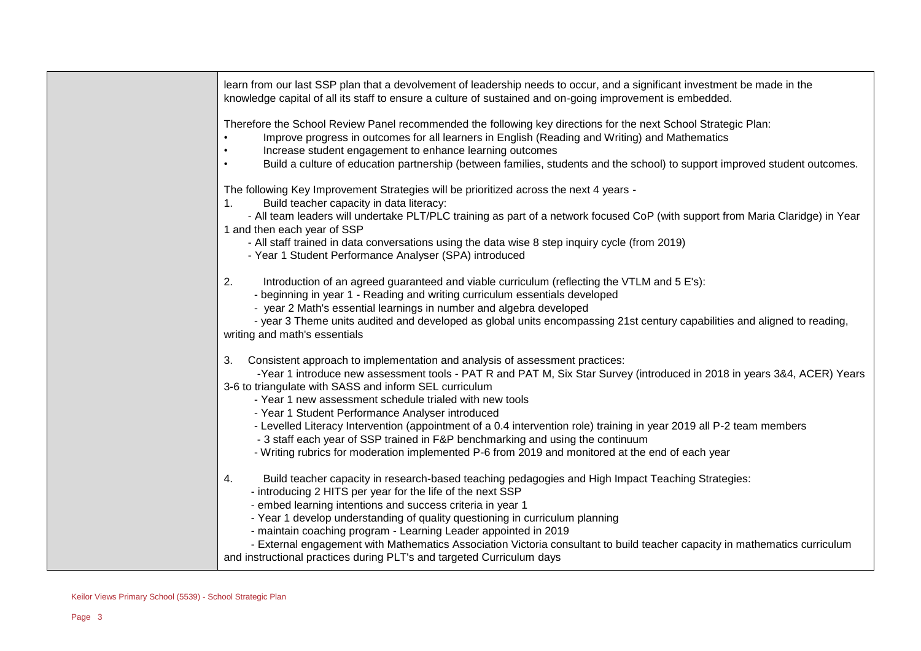learn from our last SSP plan that a devolvement of leadership needs to occur, and a significant investment be made in the knowledge capital of all its staff to ensure a culture of sustained and on-going improvement is embedded.

Therefore the School Review Panel recommended the following key directions for the next School Strategic Plan:

- Improve progress in outcomes for all learners in English (Reading and Writing) and Mathematics
- Increase student engagement to enhance learning outcomes
- Build a culture of education partnership (between families, students and the school) to support improved student outcomes.

The following Key Improvement Strategies will be prioritized across the next 4 years -

1. Build teacher capacity in data literacy:
   - All team leaders will undertake PLT/PLC training as part of a network focused CoP (with support from Maria Claridge) in Year 1 and then each year of SSP
   - All staff trained in data conversations using the data wise 8 step inquiry cycle (from 2019)
   - Year 1 Student Performance Analyser (SPA) introduced

2. Introduction of an agreed guaranteed and viable curriculum (reflecting the VTLM and 5 E's):
   - beginning in year 1 - Reading and writing curriculum essentials developed
   - year 2 Math's essential learnings in number and algebra developed
   - year 3 Theme units audited and developed as global units encompassing 21st century capabilities and aligned to reading, writing and math's essentials

3. Consistent approach to implementation and analysis of assessment practices:
   - Year 1 introduce new assessment tools - PAT R and PAT M, Six Star Survey (introduced in 2018 in years 3&4, ACER) Years 3-6 to triangulate with SASS and inform SEL curriculum
   - Year 1 new assessment schedule trialed with new tools
   - Year 1 Student Performance Analyser introduced
   - Levelled Literacy Intervention (appointment of a 0.4 intervention role) training in year 2019 all P-2 team members
   - 3 staff each year of SSP trained in F&P benchmarking and using the continuum
   - Writing rubrics for moderation implemented P-6 from 2019 and monitored at the end of each year

4. Build teacher capacity in research-based teaching pedagogies and High Impact Teaching Strategies:
   - introducing 2 HITS per year for the life of the next SSP
   - embed learning intentions and success criteria in year 1
   - Year 1 develop understanding of quality questioning in curriculum planning
   - maintain coaching program - Learning Leader appointed in 2019
   - External engagement with Mathematics Association Victoria consultant to build teacher capacity in mathematics curriculum and instructional practices during PLT's and targeted Curriculum days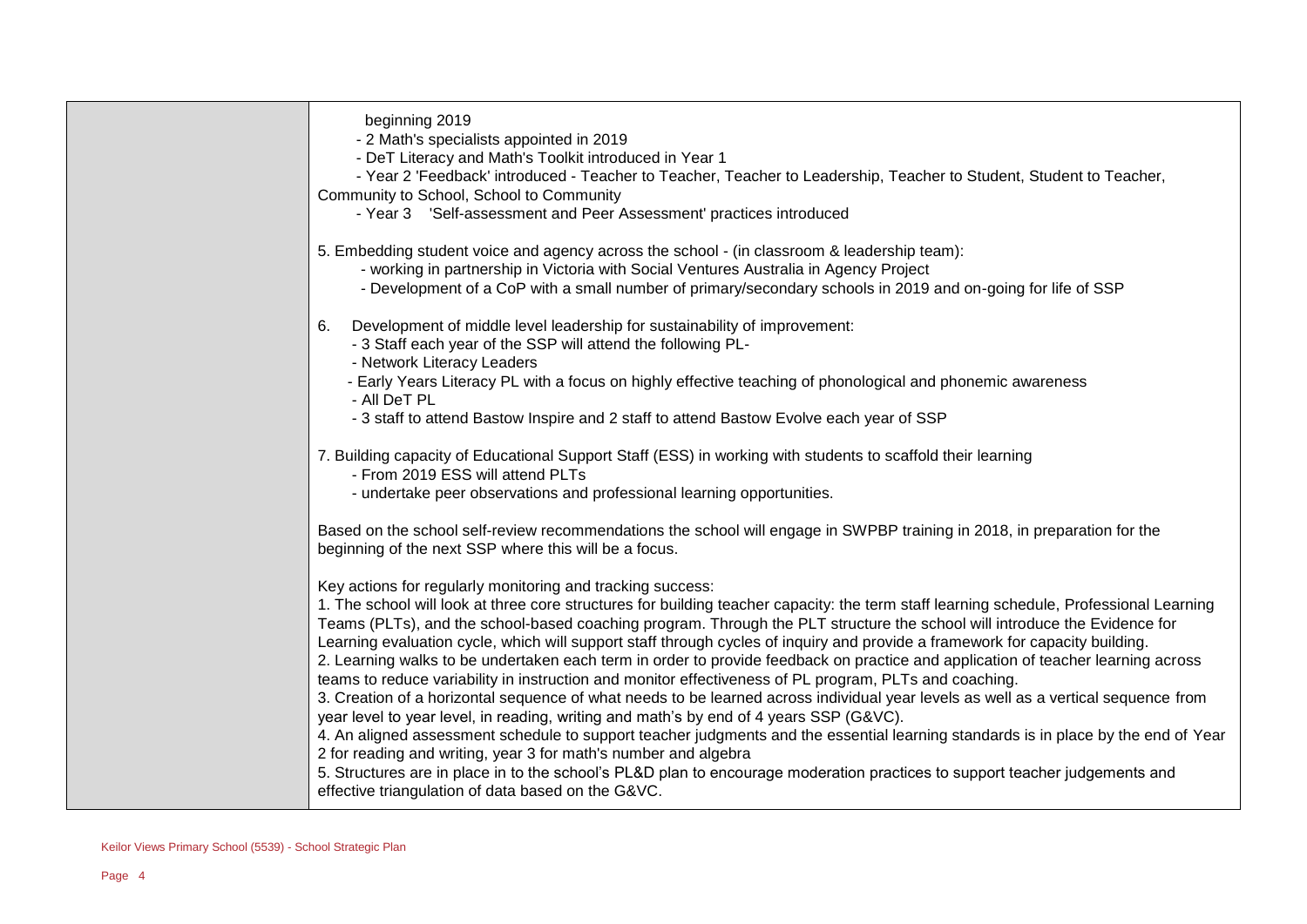|  | beginning 2019<br>- 2 Math's specialists appointed in 2019<br>- DeT Literacy and Math's Toolkit introduced in Year 1<br>- Year 2 'Feedback' introduced - Teacher to Teacher, Teacher to Leadership, Teacher to Student, Student to Teacher, Community to School, School to Community<br>- Year 3 'Self-assessment and Peer Assessment' practices introduced<br><br>5. Embedding student voice and agency across the school - (in classroom & leadership team):<br>- working in partnership in Victoria with Social Ventures Australia in Agency Project<br>- Development of a CoP with a small number of primary/secondary schools in 2019 and on-going for life of SSP<br><br>6. Development of middle level leadership for sustainability of improvement:<br>- 3 Staff each year of the SSP will attend the following PL-<br>- Network Literacy Leaders<br>- Early Years Literacy PL with a focus on highly effective teaching of phonological and phonemic awareness<br>- All DeT PL<br>- 3 staff to attend Bastow Inspire and 2 staff to attend Bastow Evolve each year of SSP<br><br>7. Building capacity of Educational Support Staff (ESS) in working with students to scaffold their learning<br>- From 2019 ESS will attend PLTs<br>- undertake peer observations and professional learning opportunities.<br><br>Based on the school self-review recommendations the school will engage in SWPBP training in 2018, in preparation for the beginning of the next SSP where this will be a focus.<br><br>Key actions for regularly monitoring and tracking success:<br>1. The school will look at three core structures for building teacher capacity: the term staff learning schedule, Professional Learning Teams (PLTs), and the school-based coaching program. Through the PLT structure the school will introduce the Evidence for Learning evaluation cycle, which will support staff through cycles of inquiry and provide a framework for capacity building.<br>2. Learning walks to be undertaken each term in order to provide feedback on practice and application of teacher learning across teams to reduce variability in instruction and monitor effectiveness of PL program, PLTs and coaching.<br>3. Creation of a horizontal sequence of what needs to be learned across individual year levels as well as a vertical sequence from year level to year level, in reading, writing and math's by end of 4 years SSP (G&VC).<br>4. An aligned assessment schedule to support teacher judgments and the essential learning standards is in place by the end of Year 2 for reading and writing, year 3 for math's number and algebra<br>5. Structures are in place in to the school's PL&D plan to encourage moderation practices to support teacher judgements and effective triangulation of data based on the G&VC. |
|---|---|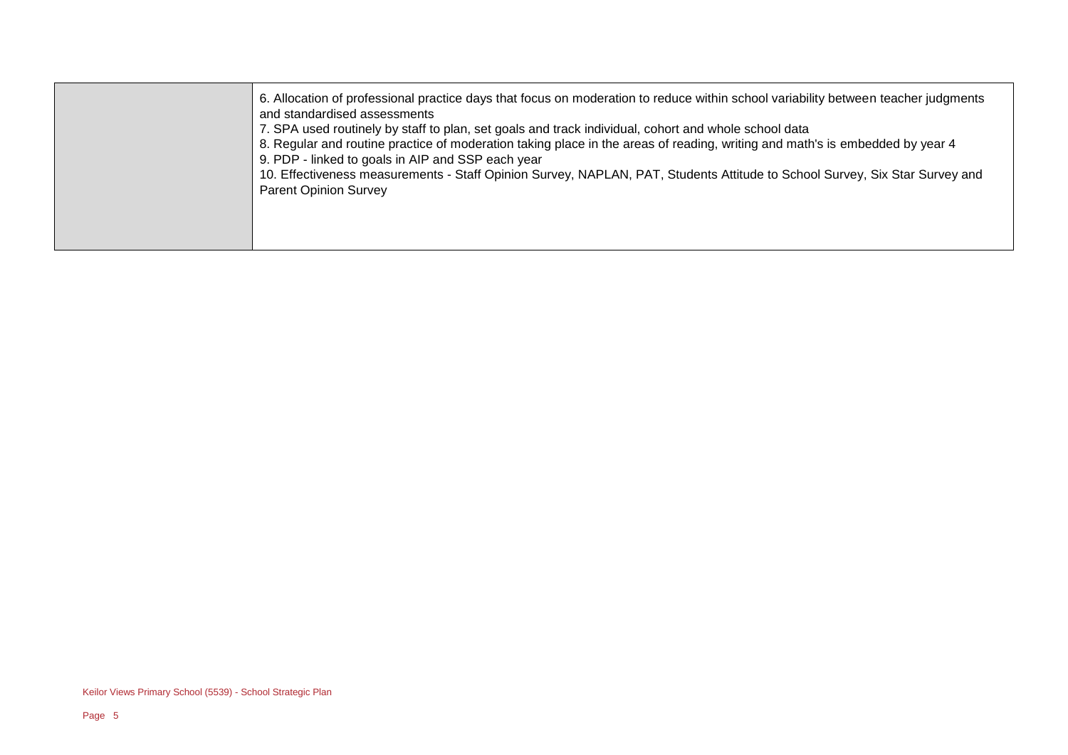| | |
|---|---|
| | 6. Allocation of professional practice days that focus on moderation to reduce within school variability between teacher judgments and standardised assessments<br>7. SPA used routinely by staff to plan, set goals and track individual, cohort and whole school data<br>8. Regular and routine practice of moderation taking place in the areas of reading, writing and math's is embedded by year 4<br>9. PDP - linked to goals in AIP and SSP each year<br>10. Effectiveness measurements - Staff Opinion Survey, NAPLAN, PAT, Students Attitude to School Survey, Six Star Survey and Parent Opinion Survey |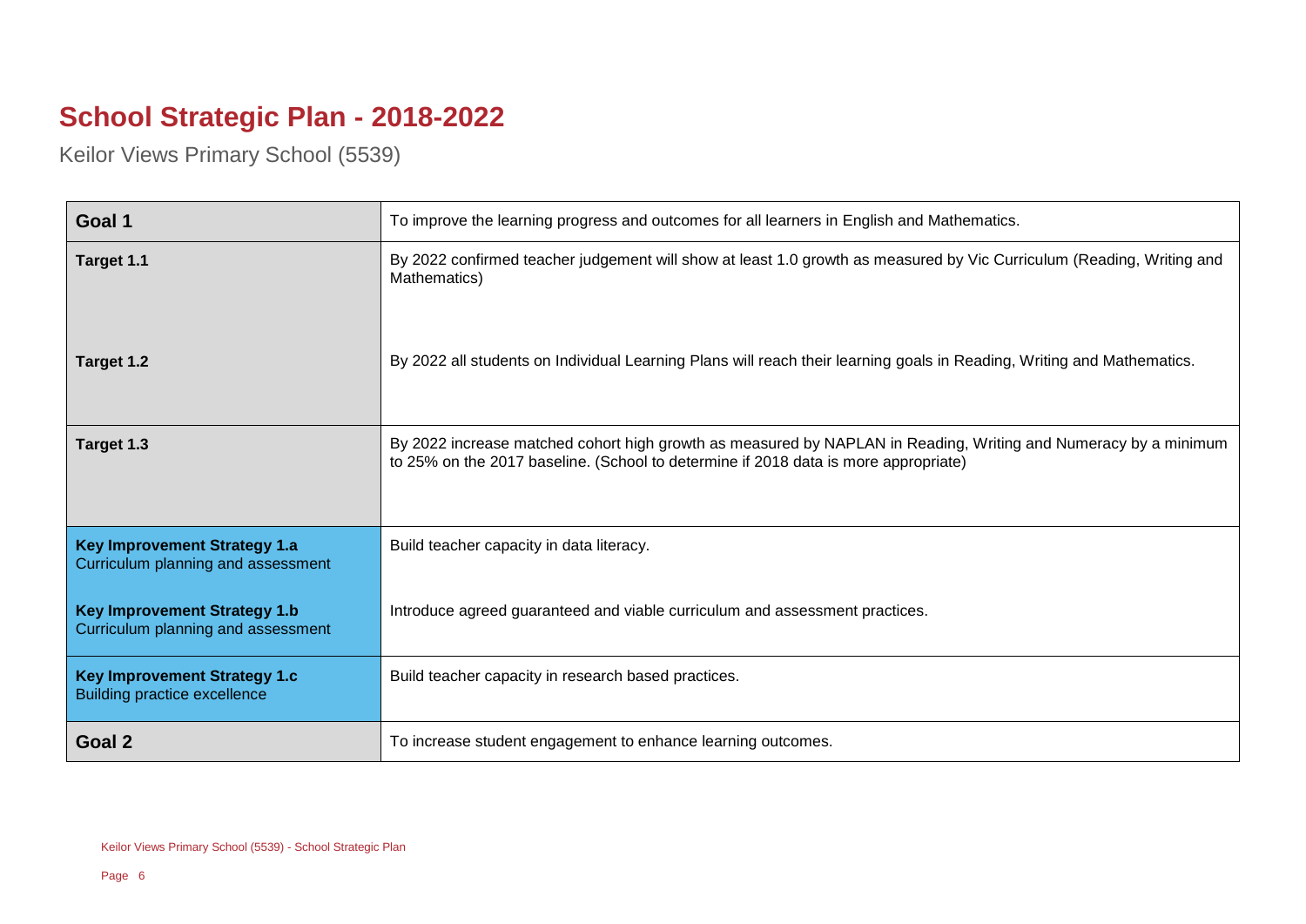# School Strategic Plan - 2018-2022

Keilor Views Primary School (5539)

| | |
|---|---|
| **Goal 1** | To improve the learning progress and outcomes for all learners in English and Mathematics. |
| **Target 1.1** | By 2022 confirmed teacher judgement will show at least 1.0 growth as measured by Vic Curriculum (Reading, Writing and Mathematics) |
| **Target 1.2** | By 2022 all students on Individual Learning Plans will reach their learning goals in Reading, Writing and Mathematics. |
| **Target 1.3** | By 2022 increase matched cohort high growth as measured by NAPLAN in Reading, Writing and Numeracy by a minimum to 25% on the 2017 baseline. (School to determine if 2018 data is more appropriate) |
| **Key Improvement Strategy 1.a** Curriculum planning and assessment | Build teacher capacity in data literacy. |
| **Key Improvement Strategy 1.b** Curriculum planning and assessment | Introduce agreed guaranteed and viable curriculum and assessment practices. |
| **Key Improvement Strategy 1.c** Building practice excellence | Build teacher capacity in research based practices. |
| **Goal 2** | To increase student engagement to enhance learning outcomes. |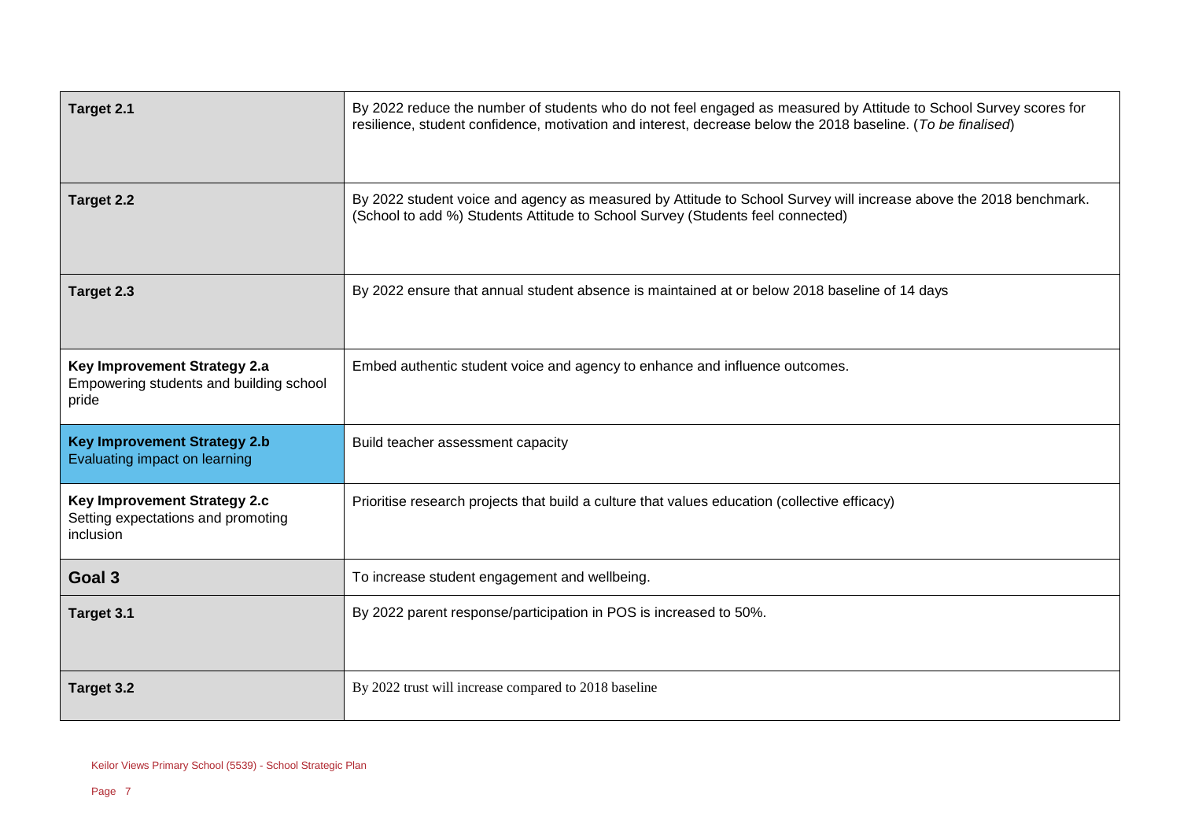| | |
|---|---|
| **Target 2.1** | By 2022 reduce the number of students who do not feel engaged as measured by Attitude to School Survey scores for resilience, student confidence, motivation and interest, decrease below the 2018 baseline. (*To be finalised*) |
| **Target 2.2** | By 2022 student voice and agency as measured by Attitude to School Survey will increase above the 2018 benchmark. (School to add %) Students Attitude to School Survey (Students feel connected) |
| **Target 2.3** | By 2022 ensure that annual student absence is maintained at or below 2018 baseline of 14 days |
| **Key Improvement Strategy 2.a** Empowering students and building school pride | Embed authentic student voice and agency to enhance and influence outcomes. |
| **Key Improvement Strategy 2.b** Evaluating impact on learning | Build teacher assessment capacity |
| **Key Improvement Strategy 2.c** Setting expectations and promoting inclusion | Prioritise research projects that build a culture that values education (collective efficacy) |
| **Goal 3** | To increase student engagement and wellbeing. |
| **Target 3.1** | By 2022 parent response/participation in POS is increased to 50%. |
| **Target 3.2** | By 2022 trust will increase compared to 2018 baseline |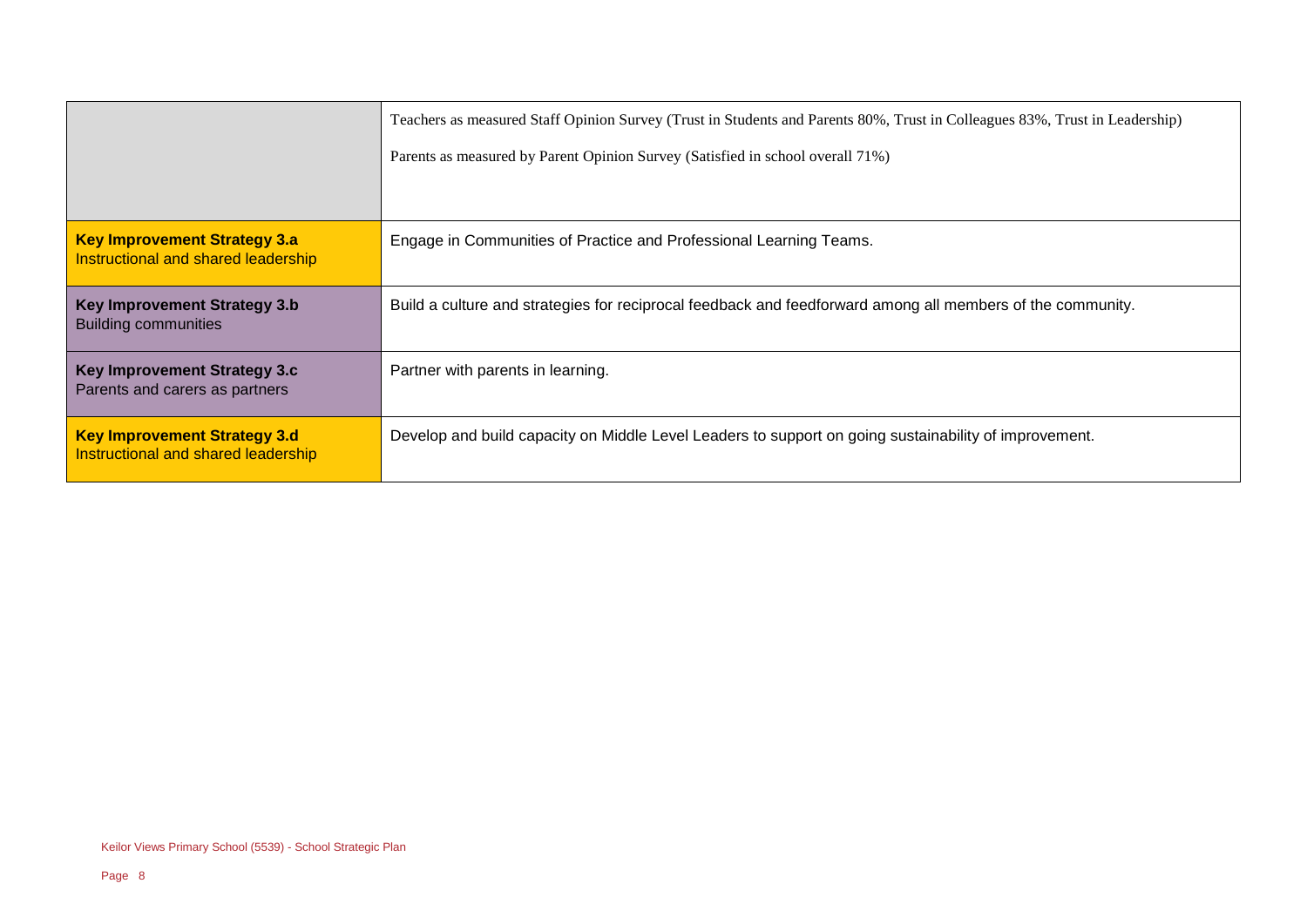| | |
|---|---|
| | Teachers as measured Staff Opinion Survey (Trust in Students and Parents 80%, Trust in Colleagues 83%, Trust in Leadership)<br><br>Parents as measured by Parent Opinion Survey (Satisfied in school overall 71%) |
| **Key Improvement Strategy 3.a**<br>Instructional and shared leadership | Engage in Communities of Practice and Professional Learning Teams. |
| **Key Improvement Strategy 3.b**<br>Building communities | Build a culture and strategies for reciprocal feedback and feedforward among all members of the community. |
| **Key Improvement Strategy 3.c**<br>Parents and carers as partners | Partner with parents in learning. |
| **Key Improvement Strategy 3.d**<br>Instructional and shared leadership | Develop and build capacity on Middle Level Leaders to support on going sustainability of improvement. |